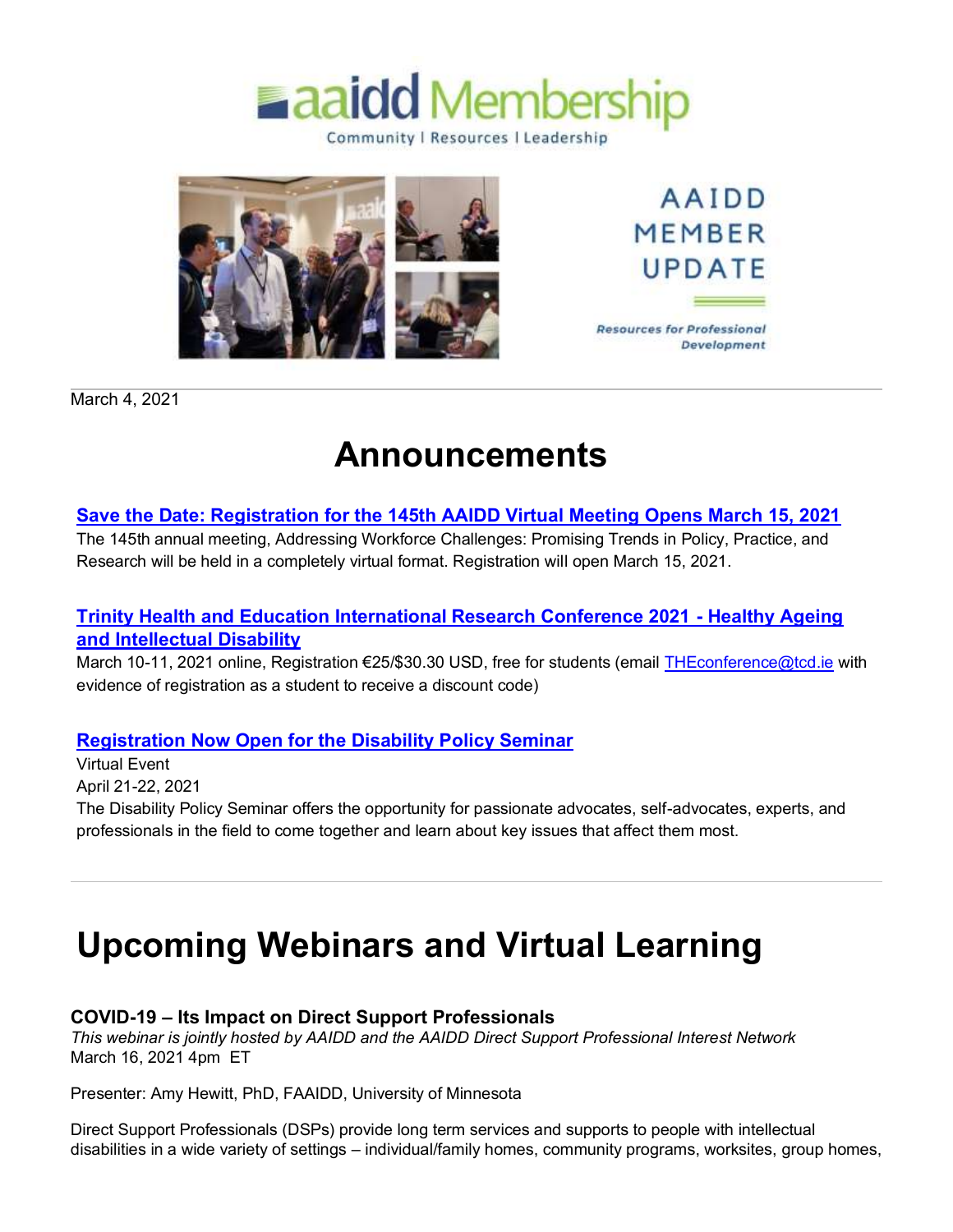aaidd Membership

Community | Resources | Leadership

AAIDD MEMBER UPDATE

*Resources for Professional Development*

March 4, 2021

# Announcements

**Save the Date: Registration for the 145th AAIDD Virtual Meeting Opens March 15, 2021**

The 145th annual meeting, Addressing Workforce Challenges: Promising Trends in Policy, Practice, and Research will be held in a completely virtual format. Registration will open March 15, 2021.

**Trinity Health and Education International Research Conference 2021 - Healthy Ageing and Intellectual Disability**

March 10-11, 2021 online, Registration €25/$30.30 USD, free for students (email THEconference@tcd.ie with evidence of registration as a student to receive a discount code)

**Registration Now Open for the Disability Policy Seminar**

Virtual Event
April 21-22, 2021
The Disability Policy Seminar offers the opportunity for passionate advocates, self-advocates, experts, and professionals in the field to come together and learn about key issues that affect them most.

# Upcoming Webinars and Virtual Learning

### COVID-19 – Its Impact on Direct Support Professionals

*This webinar is jointly hosted by AAIDD and the AAIDD Direct Support Professional Interest Network*
March 16, 2021 4pm ET

Presenter: Amy Hewitt, PhD, FAAIDD, University of Minnesota

Direct Support Professionals (DSPs) provide long term services and supports to people with intellectual disabilities in a wide variety of settings – individual/family homes, community programs, worksites, group homes,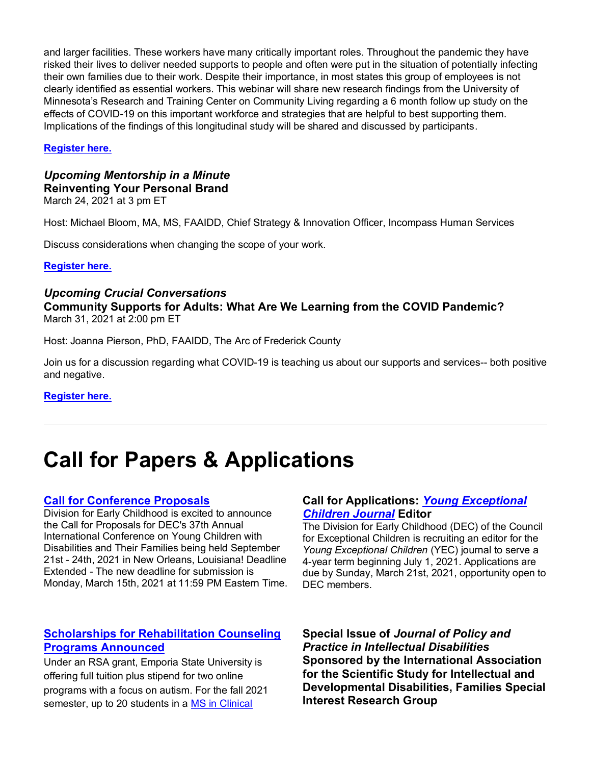and larger facilities. These workers have many critically important roles. Throughout the pandemic they have risked their lives to deliver needed supports to people and often were put in the situation of potentially infecting their own families due to their work. Despite their importance, in most states this group of employees is not clearly identified as essential workers. This webinar will share new research findings from the University of Minnesota's Research and Training Center on Community Living regarding a 6 month follow up study on the effects of COVID-19 on this important workforce and strategies that are helpful to best supporting them. Implications of the findings of this longitudinal study will be shared and discussed by participants.

**Register here.**

***Upcoming Mentorship in a Minute***
**Reinventing Your Personal Brand**
March 24, 2021 at 3 pm ET

Host: Michael Bloom, MA, MS, FAAIDD, Chief Strategy & Innovation Officer, Incompass Human Services

Discuss considerations when changing the scope of your work.

**Register here.**

***Upcoming Crucial Conversations***
**Community Supports for Adults: What Are We Learning from the COVID Pandemic?**
March 31, 2021 at 2:00 pm ET

Host: Joanna Pierson, PhD, FAAIDD, The Arc of Frederick County

Join us for a discussion regarding what COVID-19 is teaching us about our supports and services-- both positive and negative.

**Register here.**

---

# Call for Papers & Applications

**Call for Conference Proposals**
Division for Early Childhood is excited to announce the Call for Proposals for DEC's 37th Annual International Conference on Young Children with Disabilities and Their Families being held September 21st - 24th, 2021 in New Orleans, Louisiana! Deadline Extended - The new deadline for submission is Monday, March 15th, 2021 at 11:59 PM Eastern Time.

**Call for Applications: *Young Exceptional Children Journal* Editor**
The Division for Early Childhood (DEC) of the Council for Exceptional Children is recruiting an editor for the *Young Exceptional Children* (YEC) journal to serve a 4-year term beginning July 1, 2021. Applications are due by Sunday, March 21st, 2021, opportunity open to DEC members.

**Scholarships for Rehabilitation Counseling Programs Announced**
Under an RSA grant, Emporia State University is offering full tuition plus stipend for two online programs with a focus on autism. For the fall 2021 semester, up to 20 students in a MS in Clinical

**Special Issue of *Journal of Policy and Practice in Intellectual Disabilities* Sponsored by the International Association for the Scientific Study for Intellectual and Developmental Disabilities, Families Special Interest Research Group**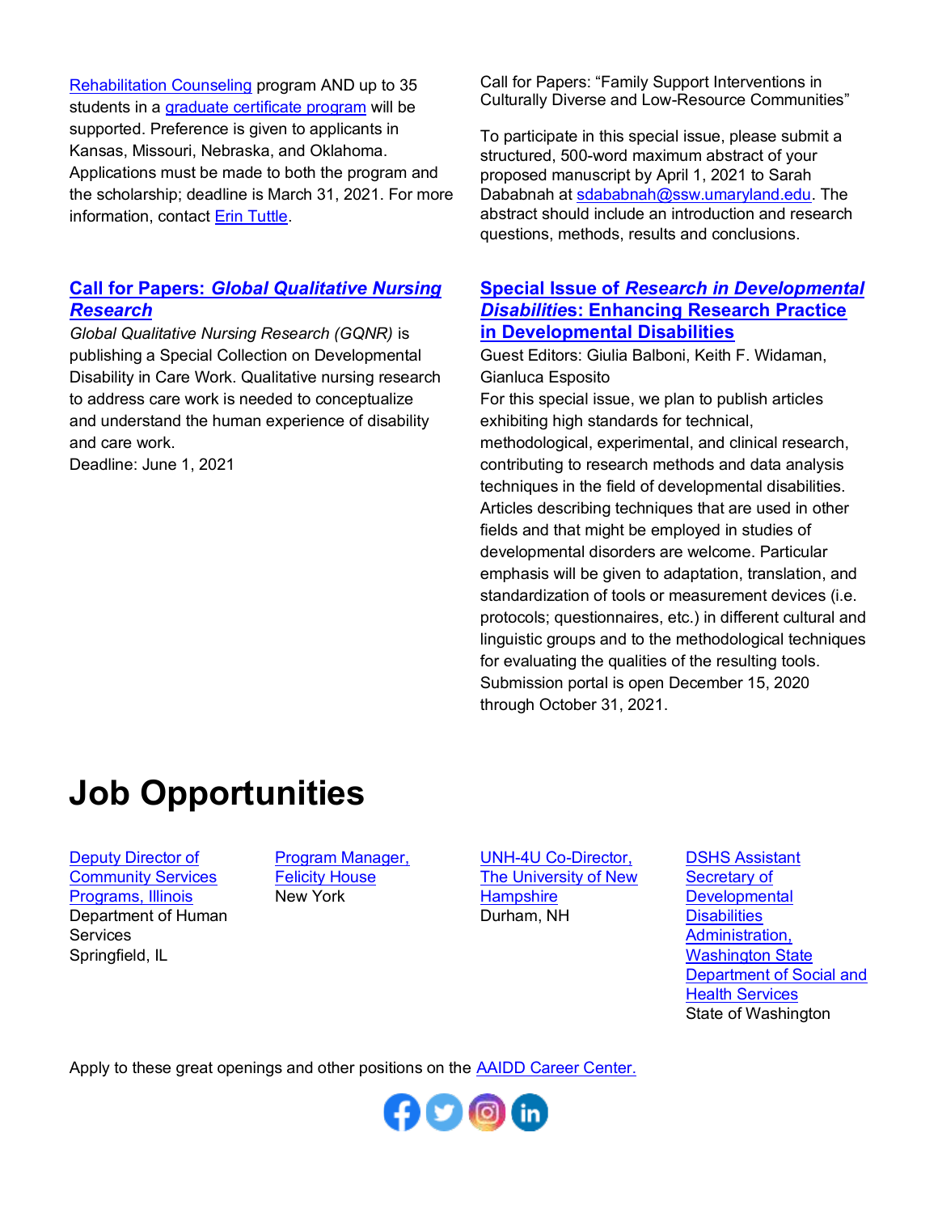Rehabilitation Counseling program AND up to 35 students in a graduate certificate program will be supported. Preference is given to applicants in Kansas, Missouri, Nebraska, and Oklahoma. Applications must be made to both the program and the scholarship; deadline is March 31, 2021. For more information, contact Erin Tuttle.

### Call for Papers: *Global Qualitative Nursing Research*

*Global Qualitative Nursing Research (GQNR)* is publishing a Special Collection on Developmental Disability in Care Work. Qualitative nursing research to address care work is needed to conceptualize and understand the human experience of disability and care work.
Deadline: June 1, 2021

Call for Papers: "Family Support Interventions in Culturally Diverse and Low-Resource Communities"

To participate in this special issue, please submit a structured, 500-word maximum abstract of your proposed manuscript by April 1, 2021 to Sarah Dababnah at sdababnah@ssw.umaryland.edu. The abstract should include an introduction and research questions, methods, results and conclusions.

### Special Issue of *Research in Developmental Disabilities*: Enhancing Research Practice in Developmental Disabilities

Guest Editors: Giulia Balboni, Keith F. Widaman, Gianluca Esposito
For this special issue, we plan to publish articles exhibiting high standards for technical, methodological, experimental, and clinical research, contributing to research methods and data analysis techniques in the field of developmental disabilities. Articles describing techniques that are used in other fields and that might be employed in studies of developmental disorders are welcome. Particular emphasis will be given to adaptation, translation, and standardization of tools or measurement devices (i.e. protocols; questionnaires, etc.) in different cultural and linguistic groups and to the methodological techniques for evaluating the qualities of the resulting tools.
Submission portal is open December 15, 2020 through October 31, 2021.

# Job Opportunities

Deputy Director of Community Services Programs, Illinois
Department of Human Services
Springfield, IL

Program Manager, Felicity House
New York

UNH-4U Co-Director, The University of New Hampshire
Durham, NH

DSHS Assistant Secretary of Developmental Disabilities Administration, Washington State Department of Social and Health Services
State of Washington

Apply to these great openings and other positions on the AAIDD Career Center.